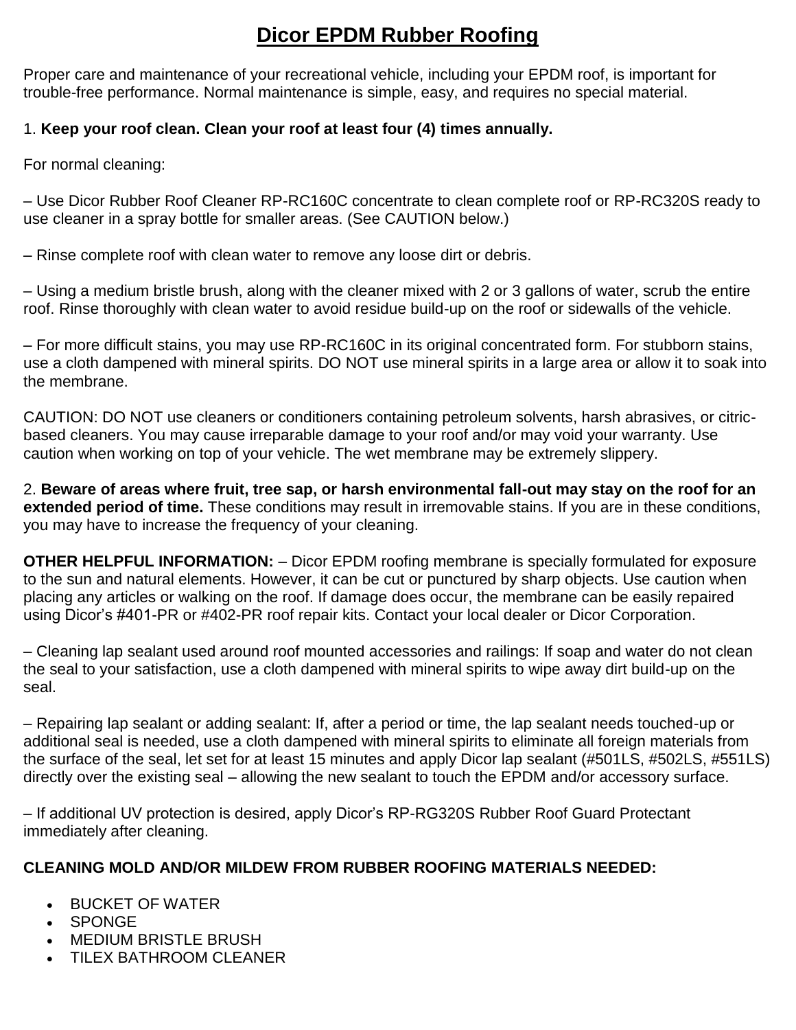# Dicor EPDM Rubber Roofing

Proper care and maintenance of your recreational vehicle, including your EPDM roof, is important for trouble-free performance. Normal maintenance is simple, easy, and requires no special material.

1. **Keep your roof clean. Clean your roof at least four (4) times annually.**

For normal cleaning:

– Use Dicor Rubber Roof Cleaner RP-RC160C concentrate to clean complete roof or RP-RC320S ready to use cleaner in a spray bottle for smaller areas. (See CAUTION below.)

– Rinse complete roof with clean water to remove any loose dirt or debris.

– Using a medium bristle brush, along with the cleaner mixed with 2 or 3 gallons of water, scrub the entire roof. Rinse thoroughly with clean water to avoid residue build-up on the roof or sidewalls of the vehicle.

– For more difficult stains, you may use RP-RC160C in its original concentrated form. For stubborn stains, use a cloth dampened with mineral spirits. DO NOT use mineral spirits in a large area or allow it to soak into the membrane.

CAUTION: DO NOT use cleaners or conditioners containing petroleum solvents, harsh abrasives, or citric-based cleaners. You may cause irreparable damage to your roof and/or may void your warranty. Use caution when working on top of your vehicle. The wet membrane may be extremely slippery.

2. **Beware of areas where fruit, tree sap, or harsh environmental fall-out may stay on the roof for an extended period of time.** These conditions may result in irremovable stains. If you are in these conditions, you may have to increase the frequency of your cleaning.

**OTHER HELPFUL INFORMATION:** – Dicor EPDM roofing membrane is specially formulated for exposure to the sun and natural elements. However, it can be cut or punctured by sharp objects. Use caution when placing any articles or walking on the roof. If damage does occur, the membrane can be easily repaired using Dicor's #401-PR or #402-PR roof repair kits. Contact your local dealer or Dicor Corporation.

– Cleaning lap sealant used around roof mounted accessories and railings: If soap and water do not clean the seal to your satisfaction, use a cloth dampened with mineral spirits to wipe away dirt build-up on the seal.

– Repairing lap sealant or adding sealant: If, after a period or time, the lap sealant needs touched-up or additional seal is needed, use a cloth dampened with mineral spirits to eliminate all foreign materials from the surface of the seal, let set for at least 15 minutes and apply Dicor lap sealant (#501LS, #502LS, #551LS) directly over the existing seal – allowing the new sealant to touch the EPDM and/or accessory surface.

– If additional UV protection is desired, apply Dicor's RP-RG320S Rubber Roof Guard Protectant immediately after cleaning.

**CLEANING MOLD AND/OR MILDEW FROM RUBBER ROOFING MATERIALS NEEDED:**

- BUCKET OF WATER
- SPONGE
- MEDIUM BRISTLE BRUSH
- TILEX BATHROOM CLEANER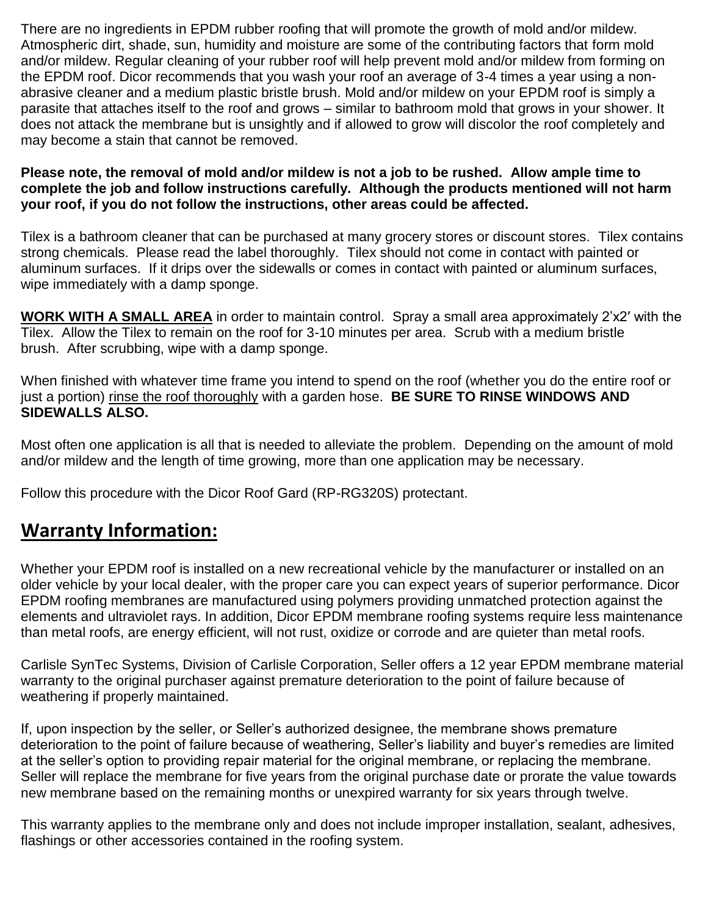There are no ingredients in EPDM rubber roofing that will promote the growth of mold and/or mildew. Atmospheric dirt, shade, sun, humidity and moisture are some of the contributing factors that form mold and/or mildew. Regular cleaning of your rubber roof will help prevent mold and/or mildew from forming on the EPDM roof. Dicor recommends that you wash your roof an average of 3-4 times a year using a non-abrasive cleaner and a medium plastic bristle brush. Mold and/or mildew on your EPDM roof is simply a parasite that attaches itself to the roof and grows – similar to bathroom mold that grows in your shower. It does not attack the membrane but is unsightly and if allowed to grow will discolor the roof completely and may become a stain that cannot be removed.

**Please note, the removal of mold and/or mildew is not a job to be rushed. Allow ample time to complete the job and follow instructions carefully. Although the products mentioned will not harm your roof, if you do not follow the instructions, other areas could be affected.**

Tilex is a bathroom cleaner that can be purchased at many grocery stores or discount stores. Tilex contains strong chemicals. Please read the label thoroughly. Tilex should not come in contact with painted or aluminum surfaces. If it drips over the sidewalls or comes in contact with painted or aluminum surfaces, wipe immediately with a damp sponge.

<u>**WORK WITH A SMALL AREA**</u> in order to maintain control. Spray a small area approximately 2'x2′ with the Tilex. Allow the Tilex to remain on the roof for 3-10 minutes per area. Scrub with a medium bristle brush. After scrubbing, wipe with a damp sponge.

When finished with whatever time frame you intend to spend on the roof (whether you do the entire roof or just a portion) <u>rinse the roof thoroughly</u> with a garden hose. **BE SURE TO RINSE WINDOWS AND SIDEWALLS ALSO.**

Most often one application is all that is needed to alleviate the problem. Depending on the amount of mold and/or mildew and the length of time growing, more than one application may be necessary.

Follow this procedure with the Dicor Roof Gard (RP-RG320S) protectant.

## Warranty Information:

Whether your EPDM roof is installed on a new recreational vehicle by the manufacturer or installed on an older vehicle by your local dealer, with the proper care you can expect years of superior performance. Dicor EPDM roofing membranes are manufactured using polymers providing unmatched protection against the elements and ultraviolet rays. In addition, Dicor EPDM membrane roofing systems require less maintenance than metal roofs, are energy efficient, will not rust, oxidize or corrode and are quieter than metal roofs.

Carlisle SynTec Systems, Division of Carlisle Corporation, Seller offers a 12 year EPDM membrane material warranty to the original purchaser against premature deterioration to the point of failure because of weathering if properly maintained.

If, upon inspection by the seller, or Seller's authorized designee, the membrane shows premature deterioration to the point of failure because of weathering, Seller's liability and buyer's remedies are limited at the seller's option to providing repair material for the original membrane, or replacing the membrane. Seller will replace the membrane for five years from the original purchase date or prorate the value towards new membrane based on the remaining months or unexpired warranty for six years through twelve.

This warranty applies to the membrane only and does not include improper installation, sealant, adhesives, flashings or other accessories contained in the roofing system.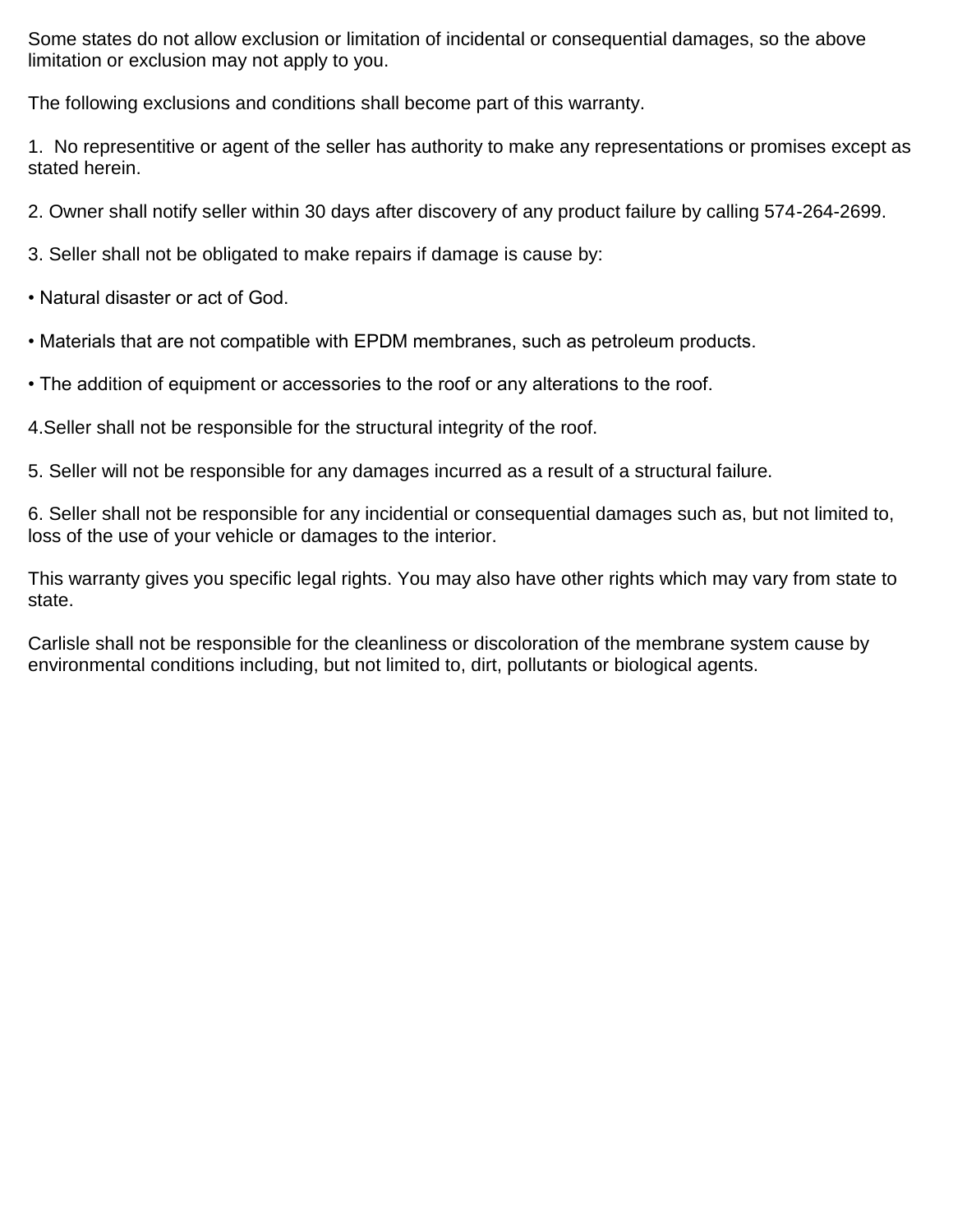Some states do not allow exclusion or limitation of incidental or consequential damages, so the above limitation or exclusion may not apply to you.

The following exclusions and conditions shall become part of this warranty.

1. No representitive or agent of the seller has authority to make any representations or promises except as stated herein.

2. Owner shall notify seller within 30 days after discovery of any product failure by calling 574-264-2699.

3. Seller shall not be obligated to make repairs if damage is cause by:

• Natural disaster or act of God.

• Materials that are not compatible with EPDM membranes, such as petroleum products.

• The addition of equipment or accessories to the roof or any alterations to the roof.

4.Seller shall not be responsible for the structural integrity of the roof.

5. Seller will not be responsible for any damages incurred as a result of a structural failure.

6. Seller shall not be responsible for any incidential or consequential damages such as, but not limited to, loss of the use of your vehicle or damages to the interior.

This warranty gives you specific legal rights. You may also have other rights which may vary from state to state.

Carlisle shall not be responsible for the cleanliness or discoloration of the membrane system cause by environmental conditions including, but not limited to, dirt, pollutants or biological agents.